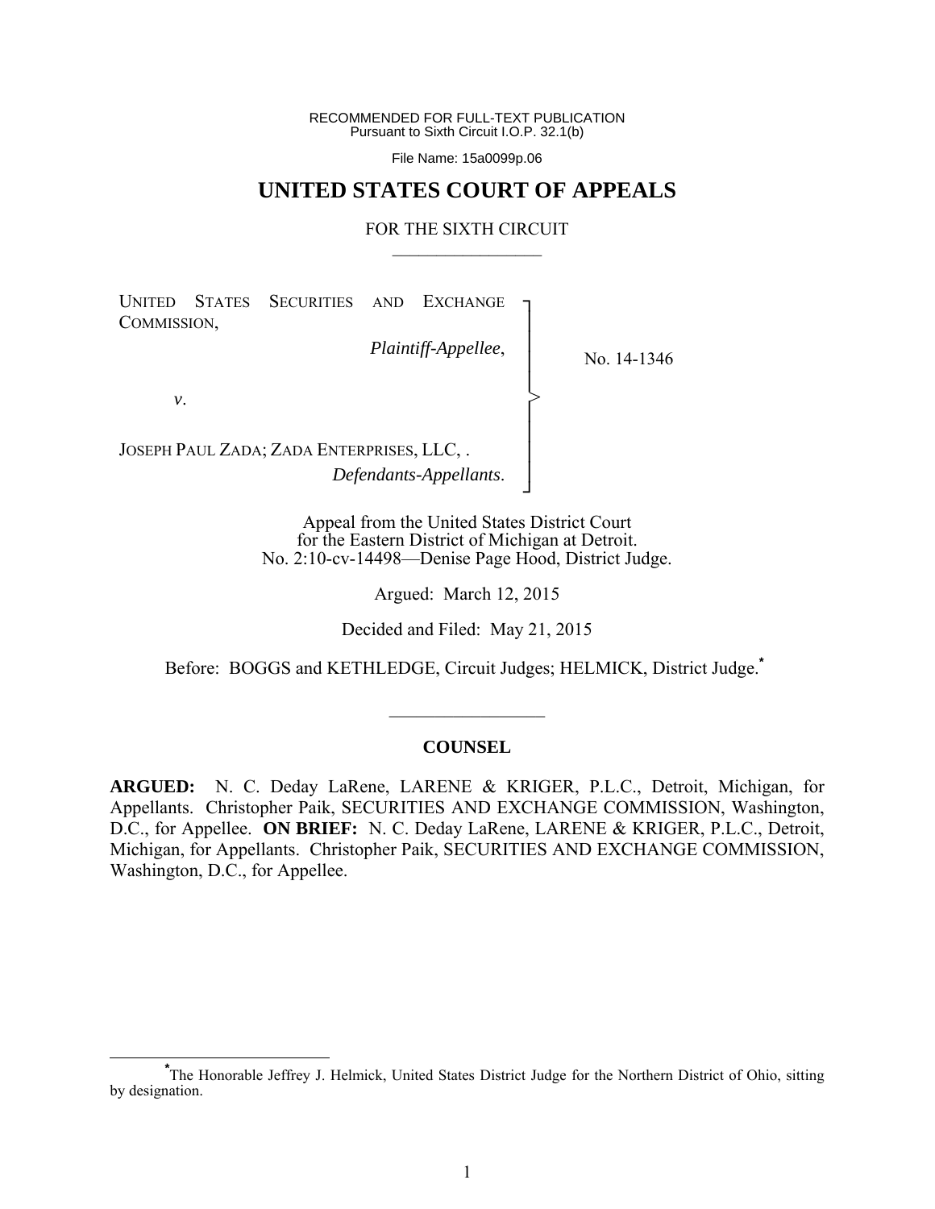RECOMMENDED FOR FULL-TEXT PUBLICATION
Pursuant to Sixth Circuit I.O.P. 32.1(b)

File Name: 15a0099p.06

# UNITED STATES COURT OF APPEALS

## FOR THE SIXTH CIRCUIT

UNITED STATES SECURITIES AND EXCHANGE COMMISSION,

*Plaintiff-Appellee*,

*v*.

JOSEPH PAUL ZADA; ZADA ENTERPRISES, LLC, .

*Defendants-Appellants*.

No. 14-1346

Appeal from the United States District Court
for the Eastern District of Michigan at Detroit.
No. 2:10-cv-14498—Denise Page Hood, District Judge.

Argued: March 12, 2015

Decided and Filed: May 21, 2015

Before: BOGGS and KETHLEDGE, Circuit Judges; HELMICK, District Judge.[*]

## COUNSEL

**ARGUED:** N. C. Deday LaRene, LARENE & KRIGER, P.L.C., Detroit, Michigan, for Appellants. Christopher Paik, SECURITIES AND EXCHANGE COMMISSION, Washington, D.C., for Appellee. **ON BRIEF:** N. C. Deday LaRene, LARENE & KRIGER, P.L.C., Detroit, Michigan, for Appellants. Christopher Paik, SECURITIES AND EXCHANGE COMMISSION, Washington, D.C., for Appellee.

[*]The Honorable Jeffrey J. Helmick, United States District Judge for the Northern District of Ohio, sitting by designation.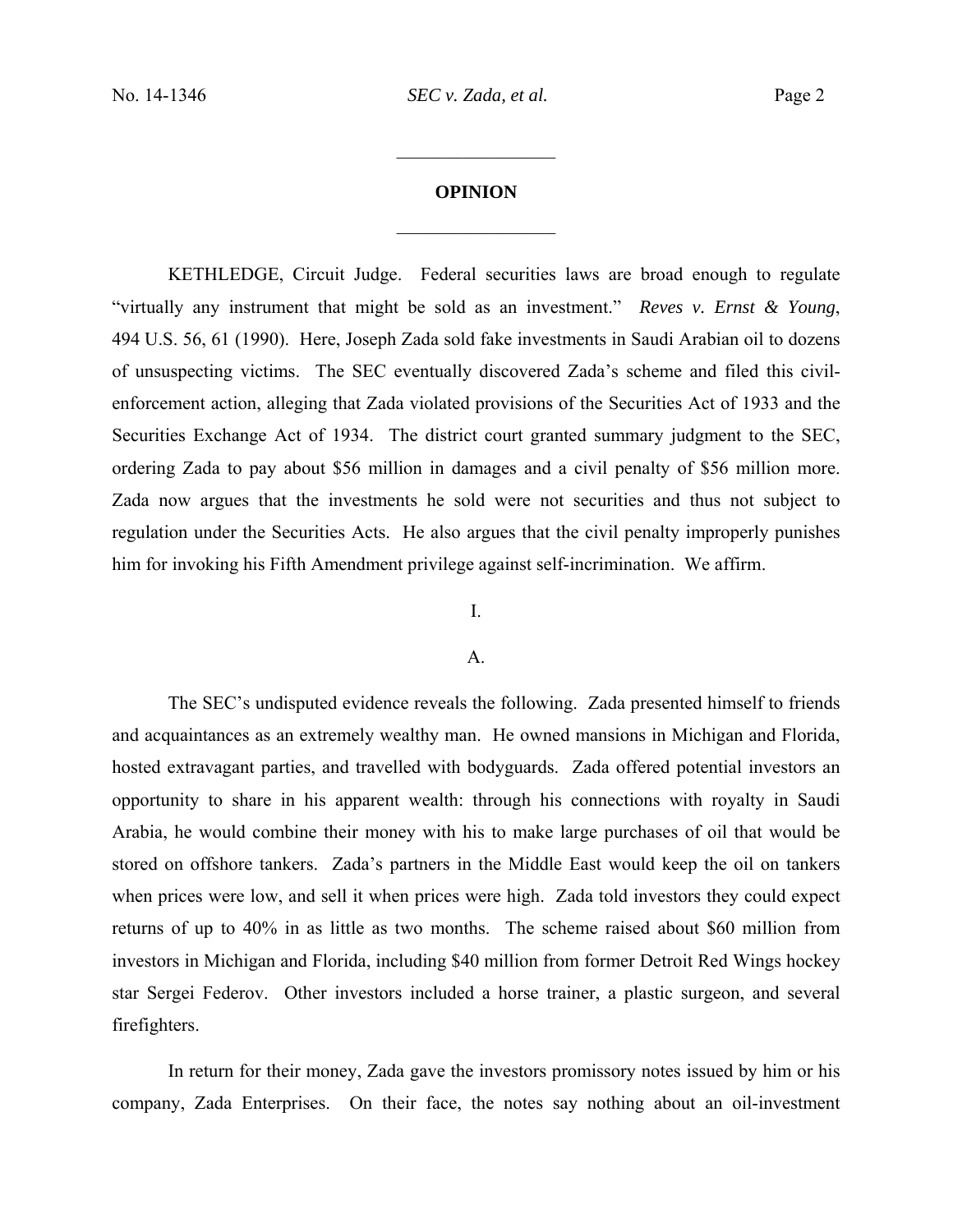## OPINION

KETHLEDGE, Circuit Judge. Federal securities laws are broad enough to regulate "virtually any instrument that might be sold as an investment." *Reves v. Ernst & Young*, 494 U.S. 56, 61 (1990). Here, Joseph Zada sold fake investments in Saudi Arabian oil to dozens of unsuspecting victims. The SEC eventually discovered Zada's scheme and filed this civil-enforcement action, alleging that Zada violated provisions of the Securities Act of 1933 and the Securities Exchange Act of 1934. The district court granted summary judgment to the SEC, ordering Zada to pay about $56 million in damages and a civil penalty of $56 million more. Zada now argues that the investments he sold were not securities and thus not subject to regulation under the Securities Acts. He also argues that the civil penalty improperly punishes him for invoking his Fifth Amendment privilege against self-incrimination. We affirm.

### I.

### A.

The SEC's undisputed evidence reveals the following. Zada presented himself to friends and acquaintances as an extremely wealthy man. He owned mansions in Michigan and Florida, hosted extravagant parties, and travelled with bodyguards. Zada offered potential investors an opportunity to share in his apparent wealth: through his connections with royalty in Saudi Arabia, he would combine their money with his to make large purchases of oil that would be stored on offshore tankers. Zada's partners in the Middle East would keep the oil on tankers when prices were low, and sell it when prices were high. Zada told investors they could expect returns of up to 40% in as little as two months. The scheme raised about $60 million from investors in Michigan and Florida, including $40 million from former Detroit Red Wings hockey star Sergei Federov. Other investors included a horse trainer, a plastic surgeon, and several firefighters.

In return for their money, Zada gave the investors promissory notes issued by him or his company, Zada Enterprises. On their face, the notes say nothing about an oil-investment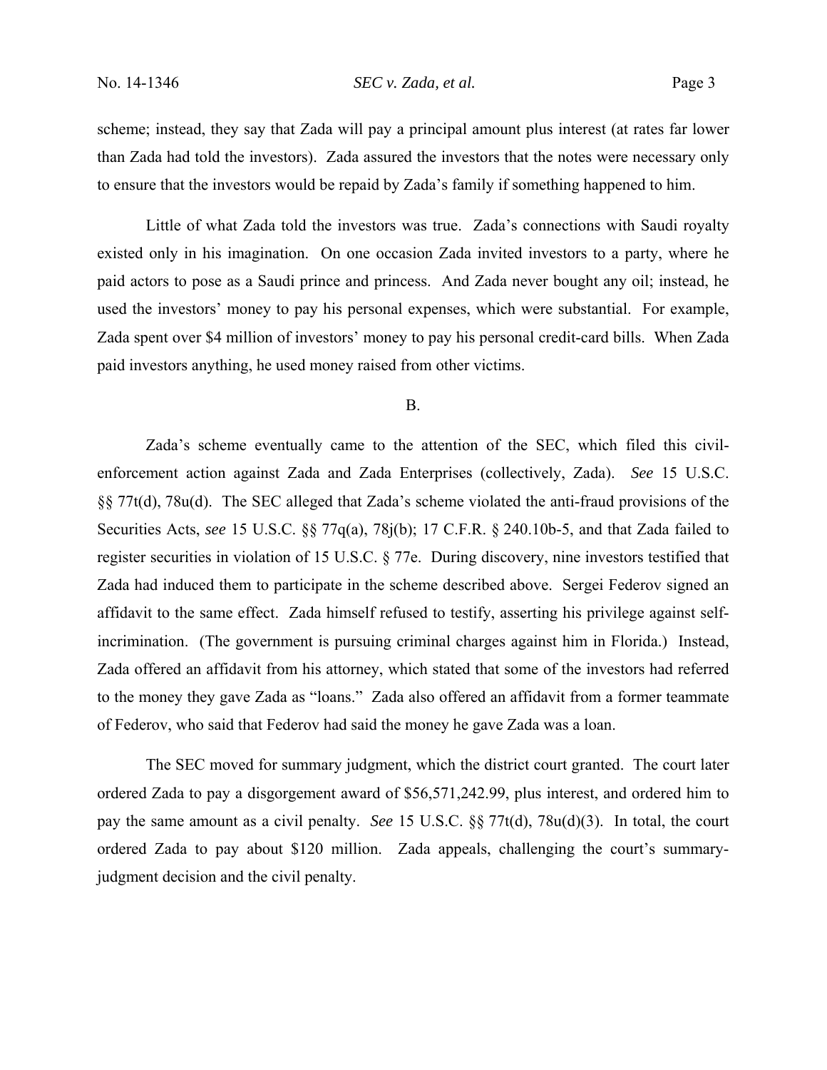scheme; instead, they say that Zada will pay a principal amount plus interest (at rates far lower than Zada had told the investors). Zada assured the investors that the notes were necessary only to ensure that the investors would be repaid by Zada's family if something happened to him.

Little of what Zada told the investors was true. Zada's connections with Saudi royalty existed only in his imagination. On one occasion Zada invited investors to a party, where he paid actors to pose as a Saudi prince and princess. And Zada never bought any oil; instead, he used the investors' money to pay his personal expenses, which were substantial. For example, Zada spent over $4 million of investors' money to pay his personal credit-card bills. When Zada paid investors anything, he used money raised from other victims.

B.

Zada's scheme eventually came to the attention of the SEC, which filed this civil-enforcement action against Zada and Zada Enterprises (collectively, Zada). *See* 15 U.S.C. §§ 77t(d), 78u(d). The SEC alleged that Zada's scheme violated the anti-fraud provisions of the Securities Acts, *see* 15 U.S.C. §§ 77q(a), 78j(b); 17 C.F.R. § 240.10b-5, and that Zada failed to register securities in violation of 15 U.S.C. § 77e. During discovery, nine investors testified that Zada had induced them to participate in the scheme described above. Sergei Federov signed an affidavit to the same effect. Zada himself refused to testify, asserting his privilege against self-incrimination. (The government is pursuing criminal charges against him in Florida.) Instead, Zada offered an affidavit from his attorney, which stated that some of the investors had referred to the money they gave Zada as "loans." Zada also offered an affidavit from a former teammate of Federov, who said that Federov had said the money he gave Zada was a loan.

The SEC moved for summary judgment, which the district court granted. The court later ordered Zada to pay a disgorgement award of $56,571,242.99, plus interest, and ordered him to pay the same amount as a civil penalty. *See* 15 U.S.C. §§ 77t(d), 78u(d)(3). In total, the court ordered Zada to pay about $120 million. Zada appeals, challenging the court's summary-judgment decision and the civil penalty.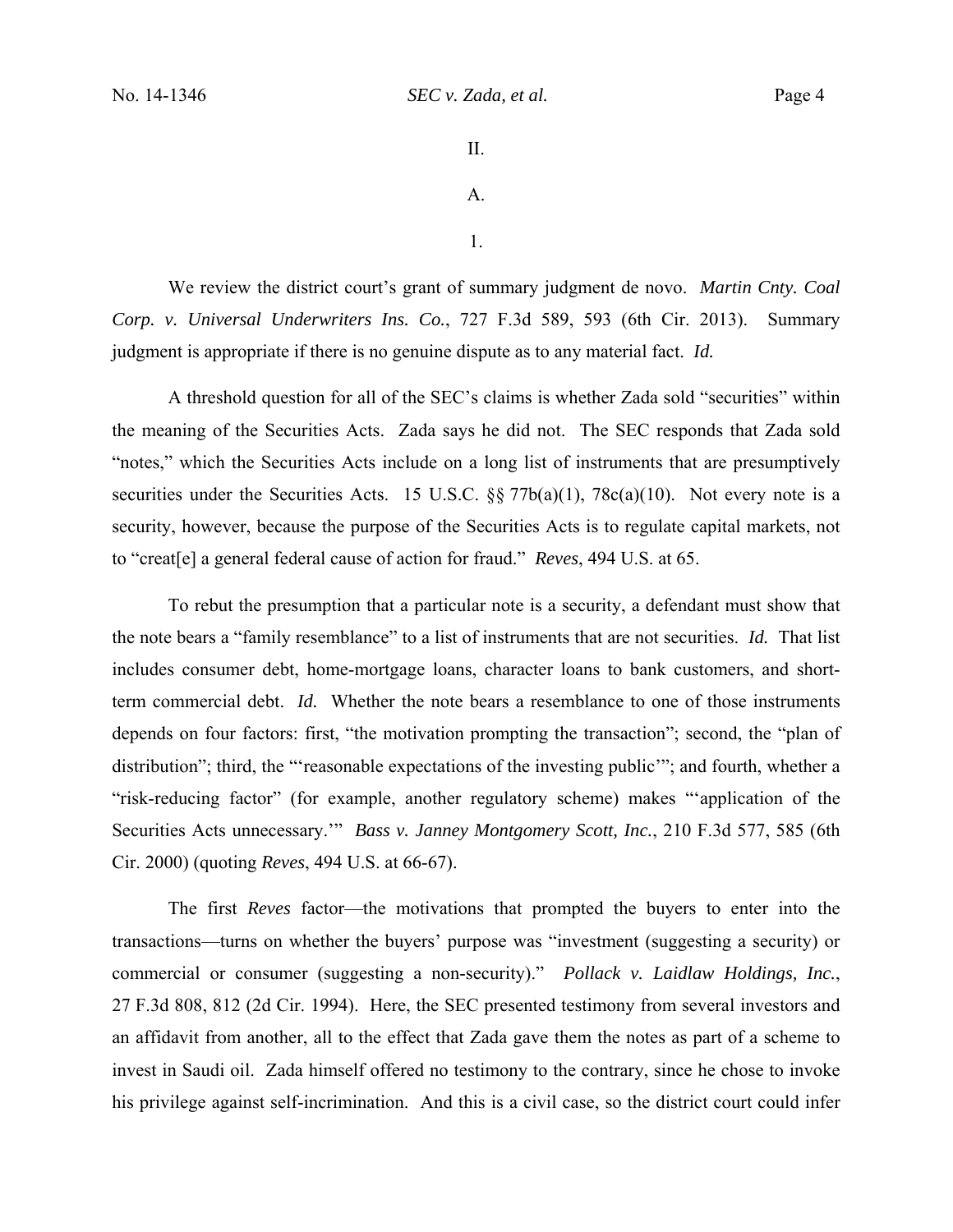II.

A.

1.

We review the district court's grant of summary judgment de novo. *Martin Cnty. Coal Corp. v. Universal Underwriters Ins. Co.*, 727 F.3d 589, 593 (6th Cir. 2013). Summary judgment is appropriate if there is no genuine dispute as to any material fact. *Id.*

A threshold question for all of the SEC's claims is whether Zada sold "securities" within the meaning of the Securities Acts. Zada says he did not. The SEC responds that Zada sold "notes," which the Securities Acts include on a long list of instruments that are presumptively securities under the Securities Acts. 15 U.S.C. §§ 77b(a)(1), 78c(a)(10). Not every note is a security, however, because the purpose of the Securities Acts is to regulate capital markets, not to "creat[e] a general federal cause of action for fraud." *Reves*, 494 U.S. at 65.

To rebut the presumption that a particular note is a security, a defendant must show that the note bears a "family resemblance" to a list of instruments that are not securities. *Id.* That list includes consumer debt, home-mortgage loans, character loans to bank customers, and short-term commercial debt. *Id.* Whether the note bears a resemblance to one of those instruments depends on four factors: first, "the motivation prompting the transaction"; second, the "plan of distribution"; third, the "'reasonable expectations of the investing public'"; and fourth, whether a "risk-reducing factor" (for example, another regulatory scheme) makes "'application of the Securities Acts unnecessary.'" *Bass v. Janney Montgomery Scott, Inc.*, 210 F.3d 577, 585 (6th Cir. 2000) (quoting *Reves*, 494 U.S. at 66-67).

The first *Reves* factor—the motivations that prompted the buyers to enter into the transactions—turns on whether the buyers' purpose was "investment (suggesting a security) or commercial or consumer (suggesting a non-security)." *Pollack v. Laidlaw Holdings, Inc.*, 27 F.3d 808, 812 (2d Cir. 1994). Here, the SEC presented testimony from several investors and an affidavit from another, all to the effect that Zada gave them the notes as part of a scheme to invest in Saudi oil. Zada himself offered no testimony to the contrary, since he chose to invoke his privilege against self-incrimination. And this is a civil case, so the district court could infer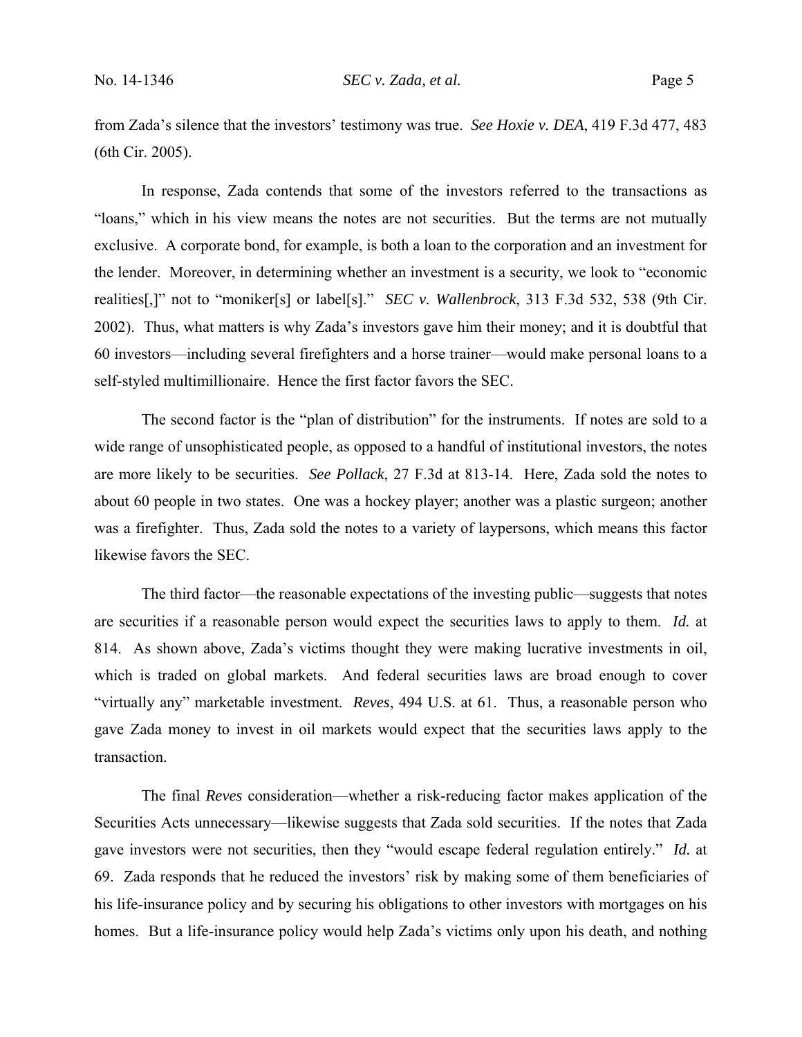from Zada's silence that the investors' testimony was true. *See Hoxie v. DEA*, 419 F.3d 477, 483 (6th Cir. 2005).

In response, Zada contends that some of the investors referred to the transactions as "loans," which in his view means the notes are not securities. But the terms are not mutually exclusive. A corporate bond, for example, is both a loan to the corporation and an investment for the lender. Moreover, in determining whether an investment is a security, we look to "economic realities[,]" not to "moniker[s] or label[s]." *SEC v. Wallenbrock*, 313 F.3d 532, 538 (9th Cir. 2002). Thus, what matters is why Zada's investors gave him their money; and it is doubtful that 60 investors—including several firefighters and a horse trainer—would make personal loans to a self-styled multimillionaire. Hence the first factor favors the SEC.

The second factor is the "plan of distribution" for the instruments. If notes are sold to a wide range of unsophisticated people, as opposed to a handful of institutional investors, the notes are more likely to be securities. *See Pollack*, 27 F.3d at 813-14. Here, Zada sold the notes to about 60 people in two states. One was a hockey player; another was a plastic surgeon; another was a firefighter. Thus, Zada sold the notes to a variety of laypersons, which means this factor likewise favors the SEC.

The third factor—the reasonable expectations of the investing public—suggests that notes are securities if a reasonable person would expect the securities laws to apply to them. *Id.* at 814. As shown above, Zada's victims thought they were making lucrative investments in oil, which is traded on global markets. And federal securities laws are broad enough to cover "virtually any" marketable investment. *Reves*, 494 U.S. at 61. Thus, a reasonable person who gave Zada money to invest in oil markets would expect that the securities laws apply to the transaction.

The final *Reves* consideration—whether a risk-reducing factor makes application of the Securities Acts unnecessary—likewise suggests that Zada sold securities. If the notes that Zada gave investors were not securities, then they "would escape federal regulation entirely." *Id.* at 69. Zada responds that he reduced the investors' risk by making some of them beneficiaries of his life-insurance policy and by securing his obligations to other investors with mortgages on his homes. But a life-insurance policy would help Zada's victims only upon his death, and nothing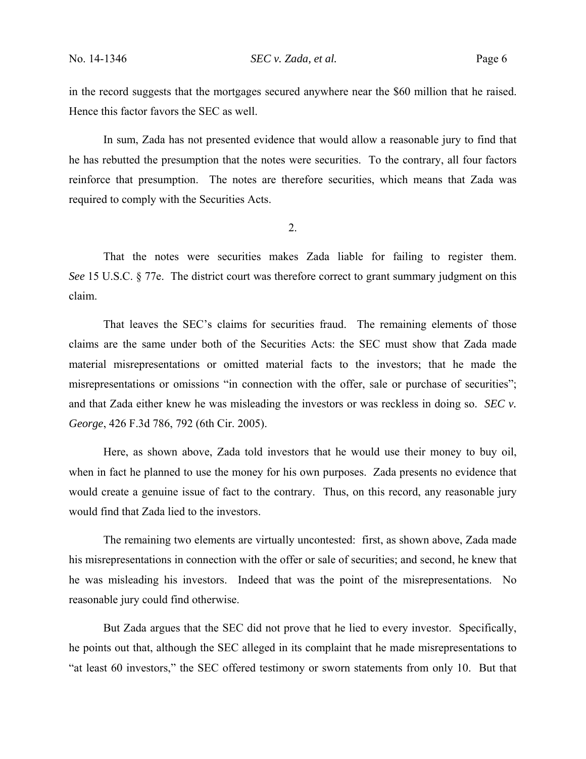in the record suggests that the mortgages secured anywhere near the \$60 million that he raised. Hence this factor favors the SEC as well.

In sum, Zada has not presented evidence that would allow a reasonable jury to find that he has rebutted the presumption that the notes were securities. To the contrary, all four factors reinforce that presumption. The notes are therefore securities, which means that Zada was required to comply with the Securities Acts.

2.

That the notes were securities makes Zada liable for failing to register them. *See* 15 U.S.C. § 77e. The district court was therefore correct to grant summary judgment on this claim.

That leaves the SEC's claims for securities fraud. The remaining elements of those claims are the same under both of the Securities Acts: the SEC must show that Zada made material misrepresentations or omitted material facts to the investors; that he made the misrepresentations or omissions "in connection with the offer, sale or purchase of securities"; and that Zada either knew he was misleading the investors or was reckless in doing so. *SEC v. George*, 426 F.3d 786, 792 (6th Cir. 2005).

Here, as shown above, Zada told investors that he would use their money to buy oil, when in fact he planned to use the money for his own purposes. Zada presents no evidence that would create a genuine issue of fact to the contrary. Thus, on this record, any reasonable jury would find that Zada lied to the investors.

The remaining two elements are virtually uncontested: first, as shown above, Zada made his misrepresentations in connection with the offer or sale of securities; and second, he knew that he was misleading his investors. Indeed that was the point of the misrepresentations. No reasonable jury could find otherwise.

But Zada argues that the SEC did not prove that he lied to every investor. Specifically, he points out that, although the SEC alleged in its complaint that he made misrepresentations to "at least 60 investors," the SEC offered testimony or sworn statements from only 10. But that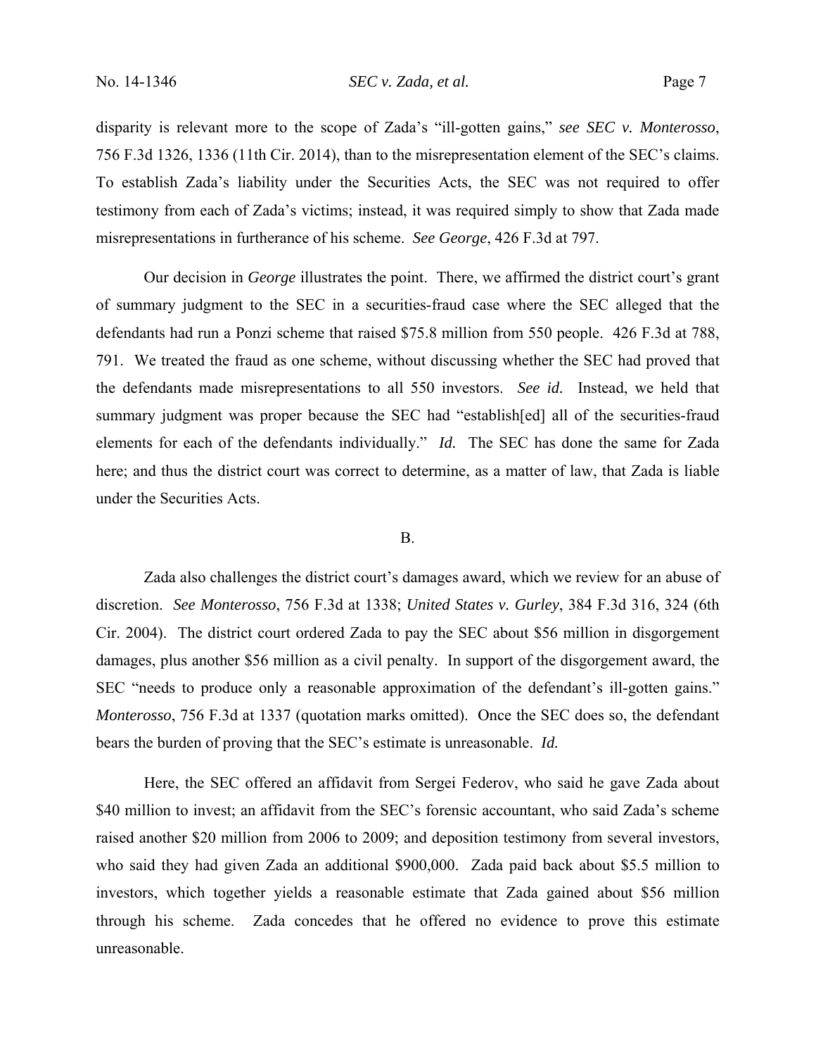disparity is relevant more to the scope of Zada's "ill-gotten gains," *see SEC v. Monterosso*, 756 F.3d 1326, 1336 (11th Cir. 2014), than to the misrepresentation element of the SEC's claims. To establish Zada's liability under the Securities Acts, the SEC was not required to offer testimony from each of Zada's victims; instead, it was required simply to show that Zada made misrepresentations in furtherance of his scheme. *See George*, 426 F.3d at 797.

Our decision in *George* illustrates the point. There, we affirmed the district court's grant of summary judgment to the SEC in a securities-fraud case where the SEC alleged that the defendants had run a Ponzi scheme that raised $75.8 million from 550 people. 426 F.3d at 788, 791. We treated the fraud as one scheme, without discussing whether the SEC had proved that the defendants made misrepresentations to all 550 investors. *See id.* Instead, we held that summary judgment was proper because the SEC had "establish[ed] all of the securities-fraud elements for each of the defendants individually." *Id.* The SEC has done the same for Zada here; and thus the district court was correct to determine, as a matter of law, that Zada is liable under the Securities Acts.

## B.

Zada also challenges the district court's damages award, which we review for an abuse of discretion. *See Monterosso*, 756 F.3d at 1338; *United States v. Gurley*, 384 F.3d 316, 324 (6th Cir. 2004). The district court ordered Zada to pay the SEC about $56 million in disgorgement damages, plus another $56 million as a civil penalty. In support of the disgorgement award, the SEC "needs to produce only a reasonable approximation of the defendant's ill-gotten gains." *Monterosso*, 756 F.3d at 1337 (quotation marks omitted). Once the SEC does so, the defendant bears the burden of proving that the SEC's estimate is unreasonable. *Id.*

Here, the SEC offered an affidavit from Sergei Federov, who said he gave Zada about $40 million to invest; an affidavit from the SEC's forensic accountant, who said Zada's scheme raised another $20 million from 2006 to 2009; and deposition testimony from several investors, who said they had given Zada an additional $900,000. Zada paid back about $5.5 million to investors, which together yields a reasonable estimate that Zada gained about $56 million through his scheme. Zada concedes that he offered no evidence to prove this estimate unreasonable.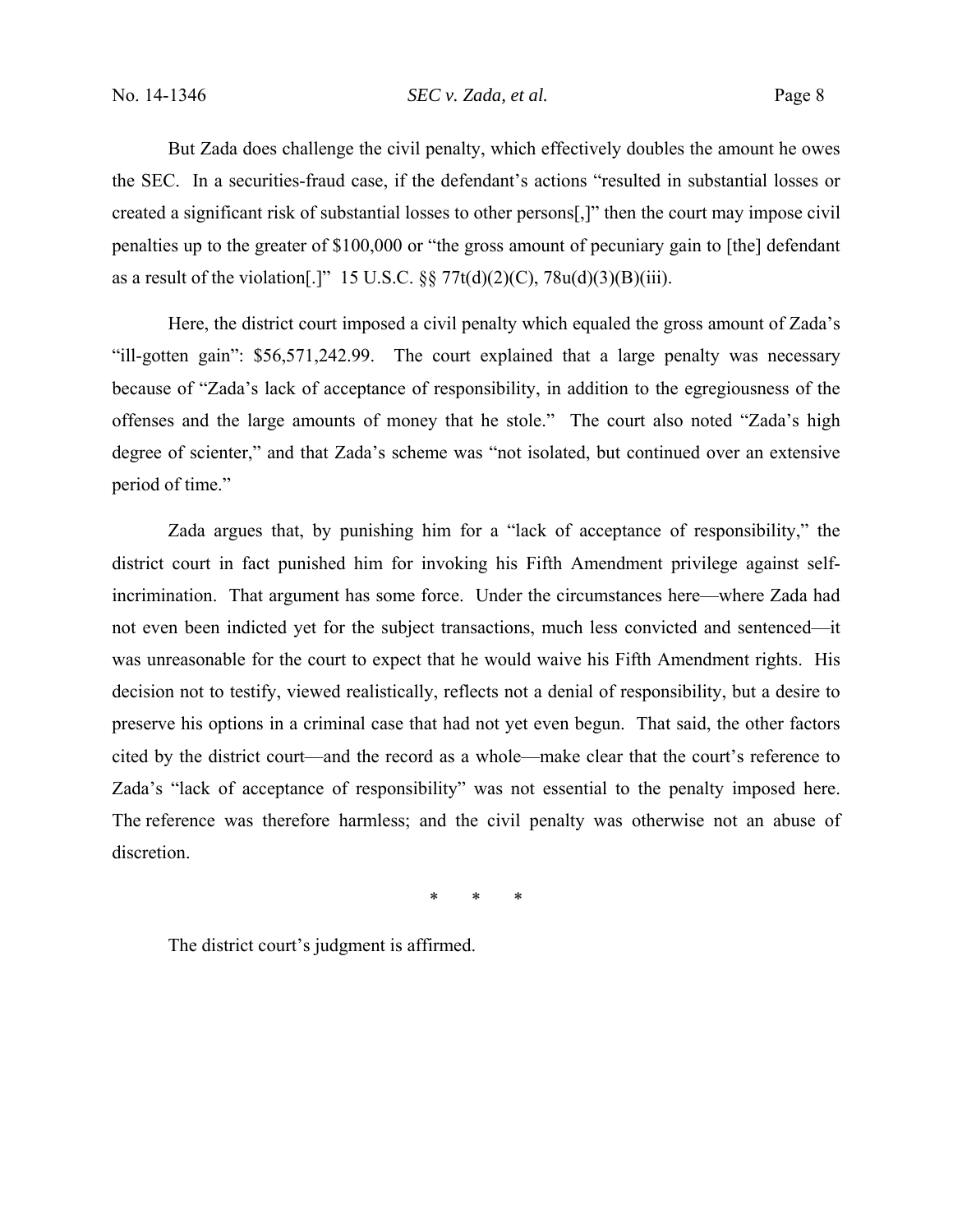But Zada does challenge the civil penalty, which effectively doubles the amount he owes the SEC. In a securities-fraud case, if the defendant's actions "resulted in substantial losses or created a significant risk of substantial losses to other persons[,]" then the court may impose civil penalties up to the greater of $100,000 or "the gross amount of pecuniary gain to [the] defendant as a result of the violation[.]" 15 U.S.C. §§ 77t(d)(2)(C), 78u(d)(3)(B)(iii).

Here, the district court imposed a civil penalty which equaled the gross amount of Zada's "ill-gotten gain": $56,571,242.99. The court explained that a large penalty was necessary because of "Zada's lack of acceptance of responsibility, in addition to the egregiousness of the offenses and the large amounts of money that he stole." The court also noted "Zada's high degree of scienter," and that Zada's scheme was "not isolated, but continued over an extensive period of time."

Zada argues that, by punishing him for a "lack of acceptance of responsibility," the district court in fact punished him for invoking his Fifth Amendment privilege against self-incrimination. That argument has some force. Under the circumstances here—where Zada had not even been indicted yet for the subject transactions, much less convicted and sentenced—it was unreasonable for the court to expect that he would waive his Fifth Amendment rights. His decision not to testify, viewed realistically, reflects not a denial of responsibility, but a desire to preserve his options in a criminal case that had not yet even begun. That said, the other factors cited by the district court—and the record as a whole—make clear that the court's reference to Zada's "lack of acceptance of responsibility" was not essential to the penalty imposed here. The reference was therefore harmless; and the civil penalty was otherwise not an abuse of discretion.

\* \* \*

The district court's judgment is affirmed.